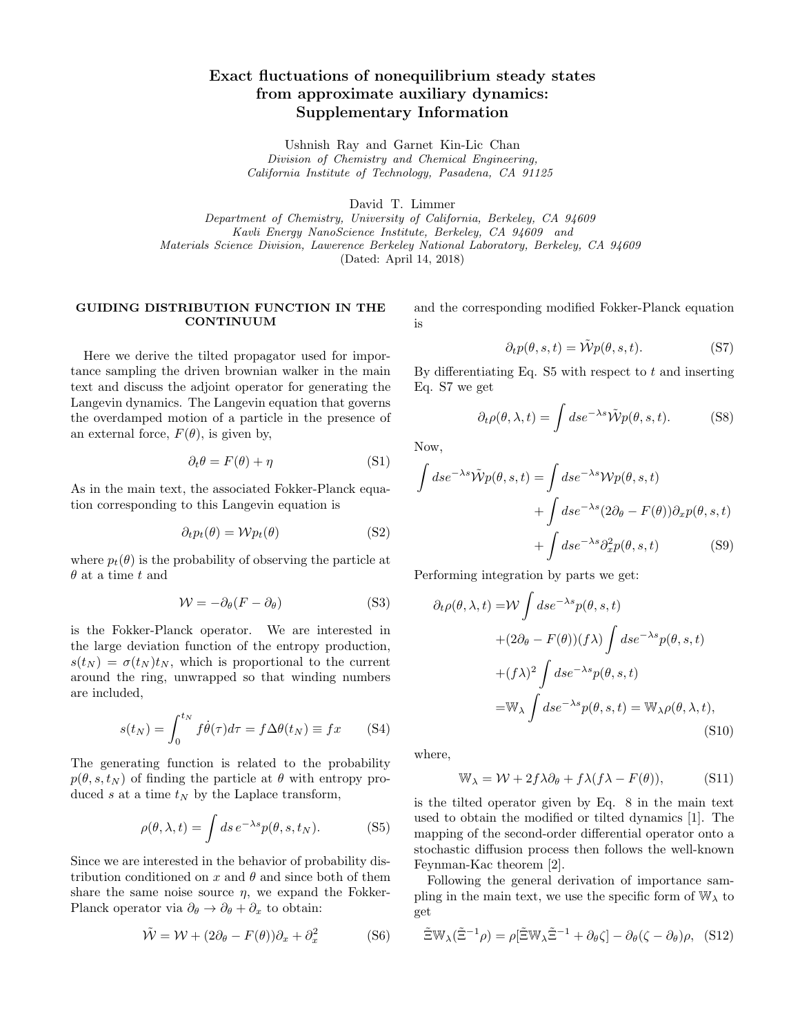# Exact fluctuations of nonequilibrium steady states from approximate auxiliary dynamics: Supplementary Information

Ushnish Ray and Garnet Kin-Lic Chan
*Division of Chemistry and Chemical Engineering, California Institute of Technology, Pasadena, CA 91125*

David T. Limmer
*Department of Chemistry, University of California, Berkeley, CA 94609*
*Kavli Energy NanoScience Institute, Berkeley, CA 94609 and*
*Materials Science Division, Lawerence Berkeley National Laboratory, Berkeley, CA 94609*
(Dated: April 14, 2018)

## GUIDING DISTRIBUTION FUNCTION IN THE CONTINUUM

Here we derive the tilted propagator used for importance sampling the driven brownian walker in the main text and discuss the adjoint operator for generating the Langevin dynamics. The Langevin equation that governs the overdamped motion of a particle in the presence of an external force, $F(\theta)$, is given by,

$$\partial_t \theta = F(\theta) + \eta \tag{S1}$$

As in the main text, the associated Fokker-Planck equation corresponding to this Langevin equation is

$$\partial_t p_t(\theta) = \mathcal{W} p_t(\theta) \tag{S2}$$

where $p_t(\theta)$ is the probability of observing the particle at $\theta$ at a time $t$ and

$$\mathcal{W} = -\partial_\theta (F - \partial_\theta) \tag{S3}$$

is the Fokker-Planck operator. We are interested in the large deviation function of the entropy production, $s(t_N) = \sigma(t_N) t_N$, which is proportional to the current around the ring, unwrapped so that winding numbers are included,

$$s(t_N) = \int_0^{t_N} f \dot{\theta}(\tau) d\tau = f \Delta\theta(t_N) \equiv fx \tag{S4}$$

The generating function is related to the probability $p(\theta, s, t_N)$ of finding the particle at $\theta$ with entropy produced $s$ at a time $t_N$ by the Laplace transform,

$$\rho(\theta, \lambda, t) = \int ds\, e^{-\lambda s} p(\theta, s, t_N). \tag{S5}$$

Since we are interested in the behavior of probability distribution conditioned on $x$ and $\theta$ and since both of them share the same noise source $\eta$, we expand the Fokker-Planck operator via $\partial_\theta \to \partial_\theta + \partial_x$ to obtain:

$$\tilde{\mathcal{W}} = \mathcal{W} + (2\partial_\theta - F(\theta))\partial_x + \partial_x^2 \tag{S6}$$

and the corresponding modified Fokker-Planck equation is

$$\partial_t p(\theta, s, t) = \tilde{\mathcal{W}} p(\theta, s, t). \tag{S7}$$

By differentiating Eq. S5 with respect to $t$ and inserting Eq. S7 we get

$$\partial_t \rho(\theta, \lambda, t) = \int ds e^{-\lambda s} \tilde{\mathcal{W}} p(\theta, s, t). \tag{S8}$$

Now,

$$\begin{aligned}\int ds e^{-\lambda s} \tilde{\mathcal{W}} p(\theta, s, t) = &\int ds e^{-\lambda s} \mathcal{W} p(\theta, s, t) \\ &+ \int ds e^{-\lambda s} (2\partial_\theta - F(\theta))\partial_x p(\theta, s, t) \\ &+ \int ds e^{-\lambda s} \partial_x^2 p(\theta, s, t)\end{aligned} \tag{S9}$$

Performing integration by parts we get:

$$\begin{aligned}\partial_t \rho(\theta, \lambda, t) = &\mathcal{W} \int ds e^{-\lambda s} p(\theta, s, t) \\ &+ (2\partial_\theta - F(\theta))(f\lambda) \int ds e^{-\lambda s} p(\theta, s, t) \\ &+ (f\lambda)^2 \int ds e^{-\lambda s} p(\theta, s, t) \\ = &\mathbb{W}_\lambda \int ds e^{-\lambda s} p(\theta, s, t) = \mathbb{W}_\lambda \rho(\theta, \lambda, t),\end{aligned} \tag{S10}$$

where,

$$\mathbb{W}_\lambda = \mathcal{W} + 2f\lambda\partial_\theta + f\lambda(f\lambda - F(\theta)), \tag{S11}$$

is the tilted operator given by Eq. 8 in the main text used to obtain the modified or tilted dynamics [1]. The mapping of the second-order differential operator onto a stochastic diffusion process then follows the well-known Feynman-Kac theorem [2].

Following the general derivation of importance sampling in the main text, we use the specific form of $\mathbb{W}_\lambda$ to get

$$\tilde{\Xi} \mathbb{W}_\lambda (\tilde{\Xi}^{-1} \rho) = \rho[\tilde{\Xi} \mathbb{W}_\lambda \tilde{\Xi}^{-1} + \partial_\theta \zeta] - \partial_\theta (\zeta - \partial_\theta)\rho, \tag{S12}$$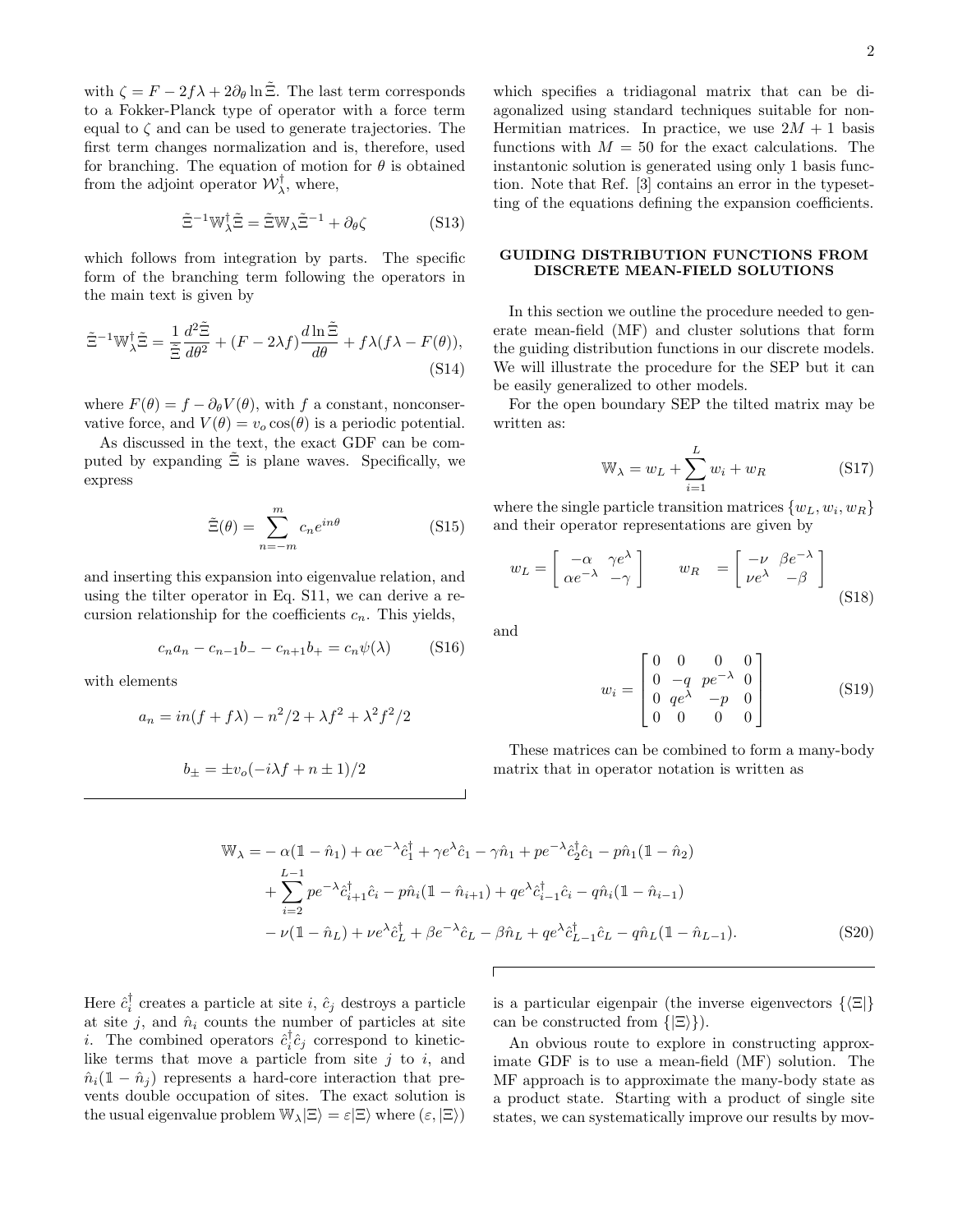with $\zeta = F - 2f\lambda + 2\partial_\theta \ln \tilde{\Xi}$. The last term corresponds to a Fokker-Planck type of operator with a force term equal to $\zeta$ and can be used to generate trajectories. The first term changes normalization and is, therefore, used for branching. The equation of motion for $\theta$ is obtained from the adjoint operator $\mathcal{W}_\lambda^\dagger$, where,

$$\tilde{\Xi}^{-1}\mathbb{W}_\lambda^\dagger \tilde{\Xi} = \tilde{\Xi}\mathbb{W}_\lambda \tilde{\Xi}^{-1} + \partial_\theta \zeta \tag{S13}$$

which follows from integration by parts. The specific form of the branching term following the operators in the main text is given by

$$\tilde{\Xi}^{-1}\mathbb{W}_\lambda^\dagger \tilde{\Xi} = \frac{1}{\tilde{\Xi}}\frac{d^2\tilde{\Xi}}{d\theta^2} + (F - 2\lambda f)\frac{d\ln\tilde{\Xi}}{d\theta} + f\lambda(f\lambda - F(\theta)), \tag{S14}$$

where $F(\theta) = f - \partial_\theta V(\theta)$, with $f$ a constant, nonconservative force, and $V(\theta) = v_o \cos(\theta)$ is a periodic potential.

As discussed in the text, the exact GDF can be computed by expanding $\tilde{\Xi}$ is plane waves. Specifically, we express

$$\tilde{\Xi}(\theta) = \sum_{n=-m}^{m} c_n e^{in\theta} \tag{S15}$$

and inserting this expansion into eigenvalue relation, and using the tilter operator in Eq. S11, we can derive a recursion relationship for the coefficients $c_n$. This yields,

$$c_n a_n - c_{n-1}b_- - c_{n+1}b_+ = c_n \psi(\lambda) \tag{S16}$$

with elements

$$a_n = in(f + f\lambda) - n^2/2 + \lambda f^2 + \lambda^2 f^2/2$$

$$b_\pm = \pm v_o(-i\lambda f + n \pm 1)/2$$

which specifies a tridiagonal matrix that can be diagonalized using standard techniques suitable for non-Hermitian matrices. In practice, we use $2M+1$ basis functions with $M = 50$ for the exact calculations. The instantonic solution is generated using only 1 basis function. Note that Ref. [3] contains an error in the typesetting of the equations defining the expansion coefficients.

## GUIDING DISTRIBUTION FUNCTIONS FROM DISCRETE MEAN-FIELD SOLUTIONS

In this section we outline the procedure needed to generate mean-field (MF) and cluster solutions that form the guiding distribution functions in our discrete models. We will illustrate the procedure for the SEP but it can be easily generalized to other models.

For the open boundary SEP the tilted matrix may be written as:

$$\mathbb{W}_\lambda = w_L + \sum_{i=1}^{L} w_i + w_R \tag{S17}$$

where the single particle transition matrices $\{w_L, w_i, w_R\}$ and their operator representations are given by

$$w_L = \begin{bmatrix} -\alpha & \gamma e^{\lambda} \\ \alpha e^{-\lambda} & -\gamma \end{bmatrix} \qquad w_R = \begin{bmatrix} -\nu & \beta e^{-\lambda} \\ \nu e^{\lambda} & -\beta \end{bmatrix} \tag{S18}$$

and

$$w_i = \begin{bmatrix} 0 & 0 & 0 & 0 \\ 0 & -q & pe^{-\lambda} & 0 \\ 0 & qe^{\lambda} & -p & 0 \\ 0 & 0 & 0 & 0 \end{bmatrix} \tag{S19}$$

These matrices can be combined to form a many-body matrix that in operator notation is written as

$$\begin{aligned}
\mathbb{W}_\lambda = &-\alpha(\mathbb{1} - \hat{n}_1) + \alpha e^{-\lambda}\hat{c}_1^\dagger + \gamma e^{\lambda}\hat{c}_1 - \gamma \hat{n}_1 + pe^{-\lambda}\hat{c}_2^\dagger \hat{c}_1 - p\hat{n}_1(\mathbb{1} - \hat{n}_2) \\
&+ \sum_{i=2}^{L-1} pe^{-\lambda}\hat{c}_{i+1}^\dagger \hat{c}_i - p\hat{n}_i(\mathbb{1} - \hat{n}_{i+1}) + qe^{\lambda}\hat{c}_{i-1}^\dagger \hat{c}_i - q\hat{n}_i(\mathbb{1} - \hat{n}_{i-1}) \\
&- \nu(\mathbb{1} - \hat{n}_L) + \nu e^{\lambda}\hat{c}_L^\dagger + \beta e^{-\lambda}\hat{c}_L - \beta \hat{n}_L + qe^{\lambda}\hat{c}_{L-1}^\dagger \hat{c}_L - q\hat{n}_L(\mathbb{1} - \hat{n}_{L-1}).
\end{aligned} \tag{S20}$$

Here $\hat{c}_i^\dagger$ creates a particle at site $i$, $\hat{c}_j$ destroys a particle at site $j$, and $\hat{n}_i$ counts the number of particles at site $i$. The combined operators $\hat{c}_i^\dagger \hat{c}_j$ correspond to kinetic-like terms that move a particle from site $j$ to $i$, and $\hat{n}_i(\mathbb{1} - \hat{n}_j)$ represents a hard-core interaction that prevents double occupation of sites. The exact solution is the usual eigenvalue problem $\mathbb{W}_\lambda|\Xi\rangle = \varepsilon|\Xi\rangle$ where $(\varepsilon, |\Xi\rangle)$ is a particular eigenpair (the inverse eigenvectors $\{\langle\Xi|\}$ can be constructed from $\{|\Xi\rangle\}$).

An obvious route to explore in constructing approximate GDF is to use a mean-field (MF) solution. The MF approach is to approximate the many-body state as a product state. Starting with a product of single site states, we can systematically improve our results by mov-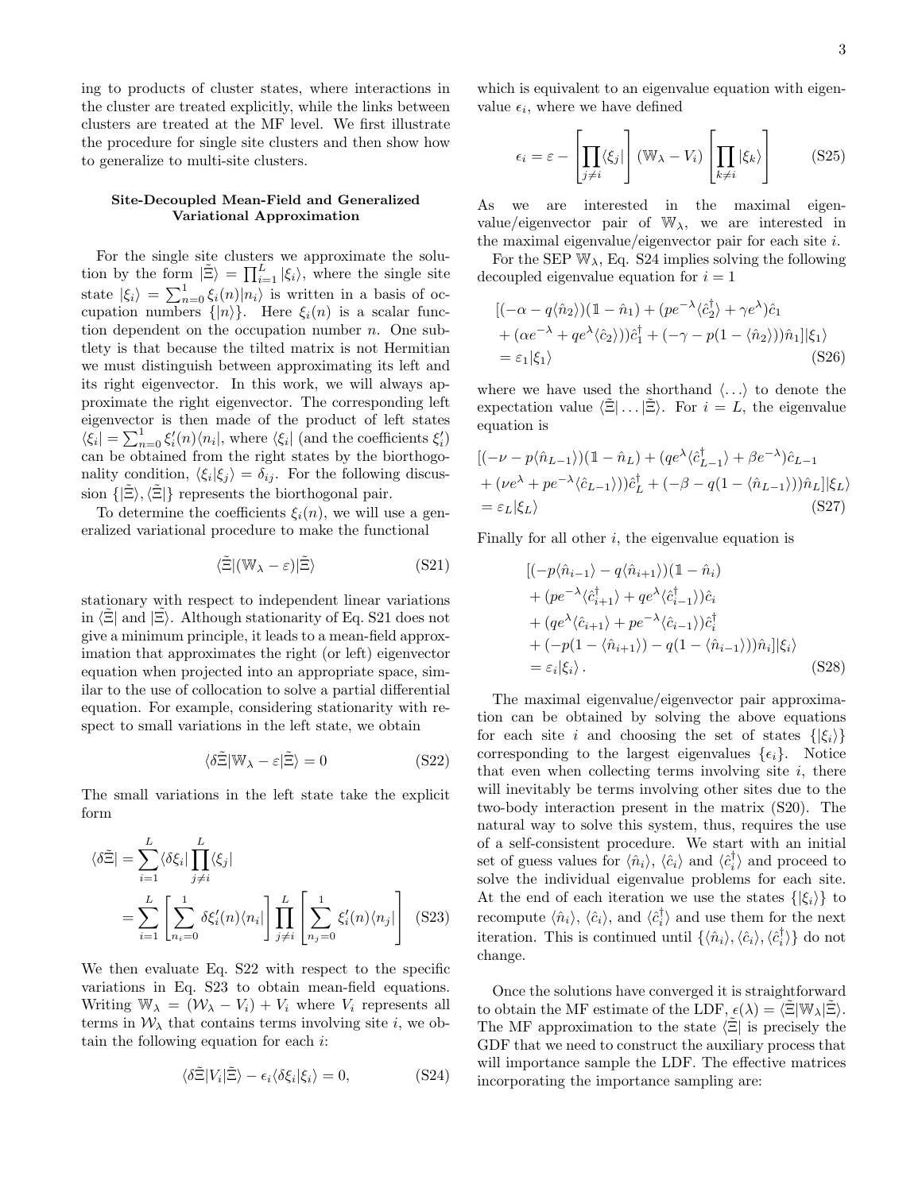ing to products of cluster states, where interactions in the cluster are treated explicitly, while the links between clusters are treated at the MF level. We first illustrate the procedure for single site clusters and then show how to generalize to multi-site clusters.

### Site-Decoupled Mean-Field and Generalized Variational Approximation

For the single site clusters we approximate the solution by the form $|\tilde{\Xi}\rangle = \prod_{i=1}^{L} |\xi_i\rangle$, where the single site state $|\xi_i\rangle = \sum_{n=0}^{1} \xi_i(n)|n_i\rangle$ is written in a basis of occupation numbers $\{|n\rangle\}$. Here $\xi_i(n)$ is a scalar function dependent on the occupation number $n$. One subtlety is that because the tilted matrix is not Hermitian we must distinguish between approximating its left and its right eigenvector. In this work, we will always approximate the right eigenvector. The corresponding left eigenvector is then made of the product of left states $\langle\xi_i| = \sum_{n=0}^{1} \xi_i'(n)\langle n_i|$, where $\langle\xi_i|$ (and the coefficients $\xi_i'$) can be obtained from the right states by the biorthogonality condition, $\langle\xi_i|\xi_j\rangle = \delta_{ij}$. For the following discussion $\{|\tilde{\Xi}\rangle, \langle\tilde{\Xi}|\}$ represents the biorthogonal pair.

To determine the coefficients $\xi_i(n)$, we will use a generalized variational procedure to make the functional

$$\langle\tilde{\Xi}|(\mathbb{W}_\lambda - \varepsilon)|\tilde{\Xi}\rangle \tag{S21}$$

stationary with respect to independent linear variations in $\langle\tilde{\Xi}|$ and $|\tilde{\Xi}\rangle$. Although stationarity of Eq. S21 does not give a minimum principle, it leads to a mean-field approximation that approximates the right (or left) eigenvector equation when projected into an appropriate space, similar to the use of collocation to solve a partial differential equation. For example, considering stationarity with respect to small variations in the left state, we obtain

$$\langle\delta\tilde{\Xi}|\mathbb{W}_\lambda - \varepsilon|\tilde{\Xi}\rangle = 0 \tag{S22}$$

The small variations in the left state take the explicit form

$$\begin{aligned}
\langle\delta\tilde{\Xi}| &= \sum_{i=1}^{L}\langle\delta\xi_i|\prod_{j\neq i}^{L}\langle\xi_j| \\
&= \sum_{i=1}^{L}\left[\sum_{n_i=0}^{1}\delta\xi_i'(n)\langle n_i|\right]\prod_{j\neq i}^{L}\left[\sum_{n_j=0}^{1}\xi_i'(n)\langle n_j|\right]
\end{aligned} \tag{S23}$$

We then evaluate Eq. S22 with respect to the specific variations in Eq. S23 to obtain mean-field equations. Writing $\mathbb{W}_\lambda = (\mathcal{W}_\lambda - V_i) + V_i$ where $V_i$ represents all terms in $\mathcal{W}_\lambda$ that contains terms involving site $i$, we obtain the following equation for each $i$:

$$\langle\delta\tilde{\Xi}|V_i|\tilde{\Xi}\rangle - \epsilon_i\langle\delta\xi_i|\xi_i\rangle = 0, \tag{S24}$$

which is equivalent to an eigenvalue equation with eigenvalue $\epsilon_i$, where we have defined

$$\epsilon_i = \varepsilon - \left[\prod_{j\neq i}\langle\xi_j|\right](\mathbb{W}_\lambda - V_i)\left[\prod_{k\neq i}|\xi_k\rangle\right] \tag{S25}$$

As we are interested in the maximal eigenvalue/eigenvector pair of $\mathbb{W}_\lambda$, we are interested in the maximal eigenvalue/eigenvector pair for each site $i$.

For the SEP $\mathbb{W}_\lambda$, Eq. S24 implies solving the following decoupled eigenvalue equation for $i = 1$

$$\begin{aligned}
&[(-\alpha - q\langle\hat{n}_2\rangle)(\mathbb{1} - \hat{n}_1) + (pe^{-\lambda}\langle\hat{c}_2^\dagger\rangle + \gamma e^{\lambda})\hat{c}_1 \\
&+ (\alpha e^{-\lambda} + qe^{\lambda}\langle\hat{c}_2\rangle))\hat{c}_1^\dagger + (-\gamma - p(1 - \langle\hat{n}_2\rangle))\hat{n}_1]|\xi_1\rangle \\
&= \varepsilon_1|\xi_1\rangle
\end{aligned} \tag{S26}$$

where we have used the shorthand $\langle\ldots\rangle$ to denote the expectation value $\langle\tilde{\Xi}|\ldots|\tilde{\Xi}\rangle$. For $i = L$, the eigenvalue equation is

$$\begin{aligned}
&[(-\nu - p\langle\hat{n}_{L-1}\rangle)(\mathbb{1} - \hat{n}_L) + (qe^{\lambda}\langle\hat{c}_{L-1}^\dagger\rangle + \beta e^{-\lambda})\hat{c}_{L-1} \\
&+ (\nu e^{\lambda} + pe^{-\lambda}\langle\hat{c}_{L-1}\rangle))\hat{c}_L^\dagger + (-\beta - q(1 - \langle\hat{n}_{L-1}\rangle))\hat{n}_L]|\xi_L\rangle \\
&= \varepsilon_L|\xi_L\rangle
\end{aligned} \tag{S27}$$

Finally for all other $i$, the eigenvalue equation is

$$\begin{aligned}
&[(-p\langle\hat{n}_{i-1}\rangle - q\langle\hat{n}_{i+1}\rangle)(\mathbb{1} - \hat{n}_i) \\
&+ (pe^{-\lambda}\langle\hat{c}_{i+1}^\dagger\rangle + qe^{\lambda}\langle\hat{c}_{i-1}^\dagger\rangle)\hat{c}_i \\
&+ (qe^{\lambda}\langle\hat{c}_{i+1}\rangle + pe^{-\lambda}\langle\hat{c}_{i-1}\rangle)\hat{c}_i^\dagger \\
&+ (-p(1 - \langle\hat{n}_{i+1}\rangle) - q(1 - \langle\hat{n}_{i-1}\rangle))\hat{n}_i]|\xi_i\rangle \\
&= \varepsilon_i|\xi_i\rangle\,.
\end{aligned} \tag{S28}$$

The maximal eigenvalue/eigenvector pair approximation can be obtained by solving the above equations for each site $i$ and choosing the set of states $\{|\xi_i\rangle\}$ corresponding to the largest eigenvalues $\{\epsilon_i\}$. Notice that even when collecting terms involving site $i$, there will inevitably be terms involving other sites due to the two-body interaction present in the matrix (S20). The natural way to solve this system, thus, requires the use of a self-consistent procedure. We start with an initial set of guess values for $\langle\hat{n}_i\rangle$, $\langle\hat{c}_i\rangle$ and $\langle\hat{c}_i^\dagger\rangle$ and proceed to solve the individual eigenvalue problems for each site. At the end of each iteration we use the states $\{|\xi_i\rangle\}$ to recompute $\langle\hat{n}_i\rangle$, $\langle\hat{c}_i\rangle$, and $\langle\hat{c}_i^\dagger\rangle$ and use them for the next iteration. This is continued until $\{\langle\hat{n}_i\rangle, \langle\hat{c}_i\rangle, \langle\hat{c}_i^\dagger\rangle\}$ do not change.

Once the solutions have converged it is straightforward to obtain the MF estimate of the LDF, $\epsilon(\lambda) = \langle\tilde{\Xi}|\mathbb{W}_\lambda|\tilde{\Xi}\rangle$. The MF approximation to the state $\langle\tilde{\Xi}|$ is precisely the GDF that we need to construct the auxiliary process that will importance sample the LDF. The effective matrices incorporating the importance sampling are: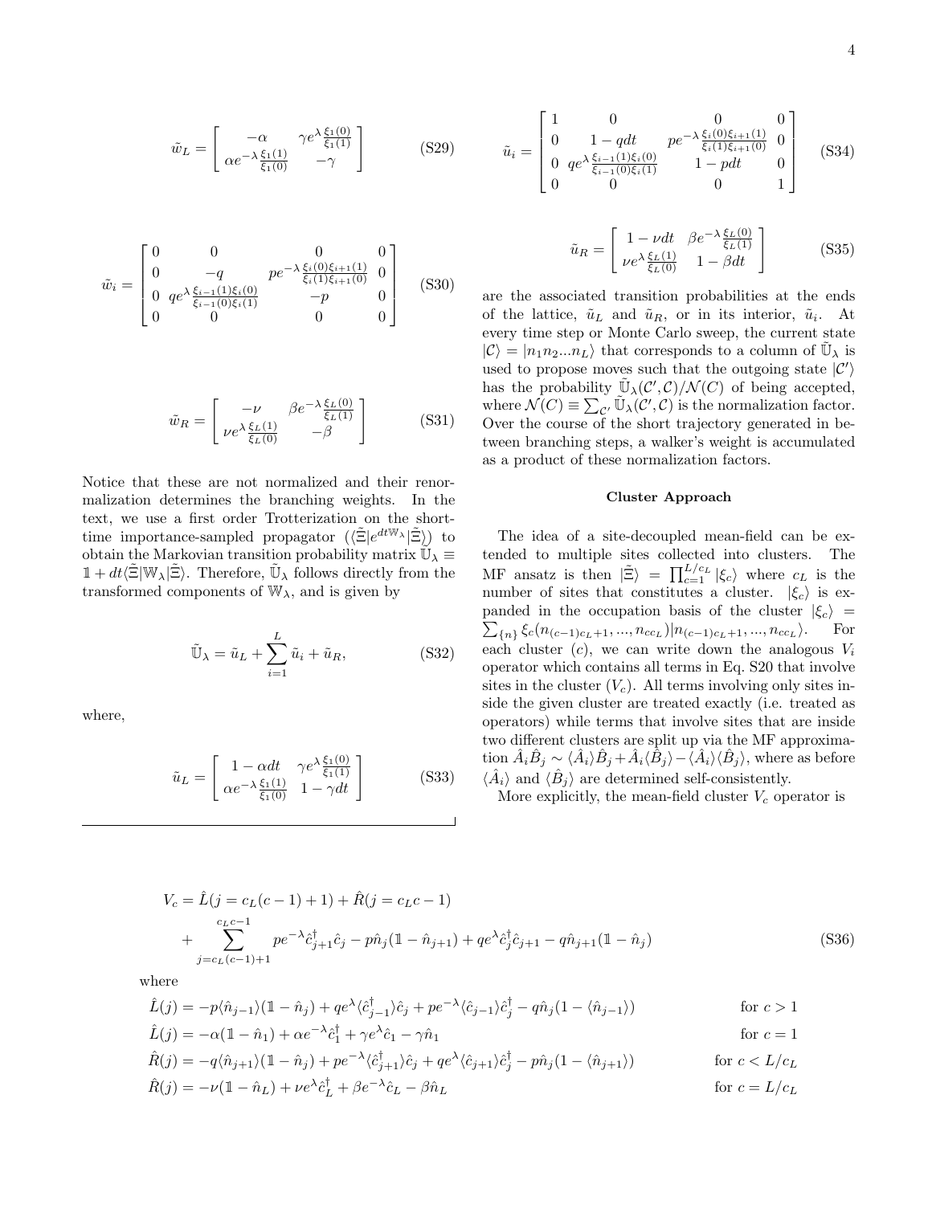$$
\tilde{w}_L = \begin{bmatrix} -\alpha & \gamma e^{\lambda}\frac{\xi_1(0)}{\xi_1(1)} \\ \alpha e^{-\lambda}\frac{\xi_1(1)}{\xi_1(0)} & -\gamma \end{bmatrix} \tag{S29}
$$

$$
\tilde{w}_i = \begin{bmatrix} 0 & 0 & 0 & 0 \\ 0 & -q & pe^{-\lambda}\frac{\xi_i(0)\xi_{i+1}(1)}{\xi_i(1)\xi_{i+1}(0)} & 0 \\ 0 & qe^{\lambda}\frac{\xi_{i-1}(1)\xi_i(0)}{\xi_{i-1}(0)\xi_i(1)} & -p & 0 \\ 0 & 0 & 0 & 0 \end{bmatrix} \tag{S30}
$$

$$
\tilde{w}_R = \begin{bmatrix} -\nu & \beta e^{-\lambda}\frac{\xi_L(0)}{\xi_L(1)} \\ \nu e^{\lambda}\frac{\xi_L(1)}{\xi_L(0)} & -\beta \end{bmatrix} \tag{S31}
$$

Notice that these are not normalized and their renormalization determines the branching weights. In the text, we use a first order Trotterization on the short-time importance-sampled propagator ($\langle\tilde{\Xi}|e^{dt\mathbb{W}_\lambda}|\tilde{\Xi}\rangle$) to obtain the Markovian transition probability matrix $\tilde{\mathbb{U}}_\lambda \equiv \mathbb{1} + dt\langle\tilde{\Xi}|\mathbb{W}_\lambda|\tilde{\Xi}\rangle$. Therefore, $\tilde{\mathbb{U}}_\lambda$ follows directly from the transformed components of $\mathbb{W}_\lambda$, and is given by

$$
\tilde{\mathbb{U}}_\lambda = \tilde{u}_L + \sum_{i=1}^{L} \tilde{u}_i + \tilde{u}_R, \tag{S32}
$$

where,

$$
\tilde{u}_L = \begin{bmatrix} 1-\alpha dt & \gamma e^{\lambda}\frac{\xi_1(0)}{\xi_1(1)} \\ \alpha e^{-\lambda}\frac{\xi_1(1)}{\xi_1(0)} & 1-\gamma dt \end{bmatrix} \tag{S33}
$$

$$
\tilde{u}_i = \begin{bmatrix} 1 & 0 & 0 & 0 \\ 0 & 1-qdt & pe^{-\lambda}\frac{\xi_i(0)\xi_{i+1}(1)}{\xi_i(1)\xi_{i+1}(0)} & 0 \\ 0 & qe^{\lambda}\frac{\xi_{i-1}(1)\xi_i(0)}{\xi_{i-1}(0)\xi_i(1)} & 1-pdt & 0 \\ 0 & 0 & 0 & 1 \end{bmatrix} \tag{S34}
$$

$$
\tilde{u}_R = \begin{bmatrix} 1-\nu dt & \beta e^{-\lambda}\frac{\xi_L(0)}{\xi_L(1)} \\ \nu e^{\lambda}\frac{\xi_L(1)}{\xi_L(0)} & 1-\beta dt \end{bmatrix} \tag{S35}
$$

are the associated transition probabilities at the ends of the lattice, $\tilde{u}_L$ and $\tilde{u}_R$, or in its interior, $\tilde{u}_i$. At every time step or Monte Carlo sweep, the current state $|\mathcal{C}\rangle = |n_1 n_2 ... n_L\rangle$ that corresponds to a column of $\tilde{\mathbb{U}}_\lambda$ is used to propose moves such that the outgoing state $|\mathcal{C}'\rangle$ has the probability $\tilde{\mathbb{U}}_\lambda(\mathcal{C}',\mathcal{C})/\mathcal{N}(C)$ of being accepted, where $\mathcal{N}(C) \equiv \sum_{\mathcal{C}'} \tilde{\mathbb{U}}_\lambda(\mathcal{C}',\mathcal{C})$ is the normalization factor. Over the course of the short trajectory generated in between branching steps, a walker's weight is accumulated as a product of these normalization factors.

### Cluster Approach

The idea of a site-decoupled mean-field can be extended to multiple sites collected into clusters. The MF ansatz is then $|\tilde{\Xi}\rangle = \prod_{c=1}^{L/c_L} |\xi_c\rangle$ where $c_L$ is the number of sites that constitutes a cluster. $|\xi_c\rangle$ is expanded in the occupation basis of the cluster $|\xi_c\rangle = \sum_{\{n\}} \xi_c(n_{(c-1)c_L+1}, ..., n_{cc_L})|n_{(c-1)c_L+1}, ..., n_{cc_L}\rangle$. For each cluster $(c)$, we can write down the analogous $V_i$ operator which contains all terms in Eq. S20 that involve sites in the cluster ($V_c$). All terms involving only sites inside the given cluster are treated exactly (i.e. treated as operators) while terms that involve sites that are inside two different clusters are split up via the MF approximation $\hat{A}_i\hat{B}_j \sim \langle\hat{A}_i\rangle\hat{B}_j + \hat{A}_i\langle\hat{B}_j\rangle - \langle\hat{A}_i\rangle\langle\hat{B}_j\rangle$, where as before $\langle\hat{A}_i\rangle$ and $\langle\hat{B}_j\rangle$ are determined self-consistently.

More explicitly, the mean-field cluster $V_c$ operator is

$$
\begin{aligned}
V_c = {} & \hat{L}(j = c_L(c-1)+1) + \hat{R}(j = c_L c - 1) \\
& + \sum_{j=c_L(c-1)+1}^{c_L c - 1} pe^{-\lambda}\hat{c}_{j+1}^\dagger \hat{c}_j - p\hat{n}_j(\mathbb{1} - \hat{n}_{j+1}) + qe^{\lambda}\hat{c}_j^\dagger \hat{c}_{j+1} - q\hat{n}_{j+1}(\mathbb{1} - \hat{n}_j)
\end{aligned} \tag{S36}
$$

where

$$
\begin{aligned}
\hat{L}(j) &= -p\langle\hat{n}_{j-1}\rangle(\mathbb{1} - \hat{n}_j) + qe^{\lambda}\langle\hat{c}_{j-1}^\dagger\rangle\hat{c}_j + pe^{-\lambda}\langle\hat{c}_{j-1}\rangle\hat{c}_j^\dagger - q\hat{n}_j(1 - \langle\hat{n}_{j-1}\rangle) && \text{for } c > 1 \\
\hat{L}(j) &= -\alpha(\mathbb{1} - \hat{n}_1) + \alpha e^{-\lambda}\hat{c}_1^\dagger + \gamma e^{\lambda}\hat{c}_1 - \gamma\hat{n}_1 && \text{for } c = 1 \\
\hat{R}(j) &= -q\langle\hat{n}_{j+1}\rangle(\mathbb{1} - \hat{n}_j) + pe^{-\lambda}\langle\hat{c}_{j+1}^\dagger\rangle\hat{c}_j + qe^{\lambda}\langle\hat{c}_{j+1}\rangle\hat{c}_j^\dagger - p\hat{n}_j(1 - \langle\hat{n}_{j+1}\rangle) && \text{for } c < L/c_L \\
\hat{R}(j) &= -\nu(\mathbb{1} - \hat{n}_L) + \nu e^{\lambda}\hat{c}_L^\dagger + \beta e^{-\lambda}\hat{c}_L - \beta\hat{n}_L && \text{for } c = L/c_L
\end{aligned}
$$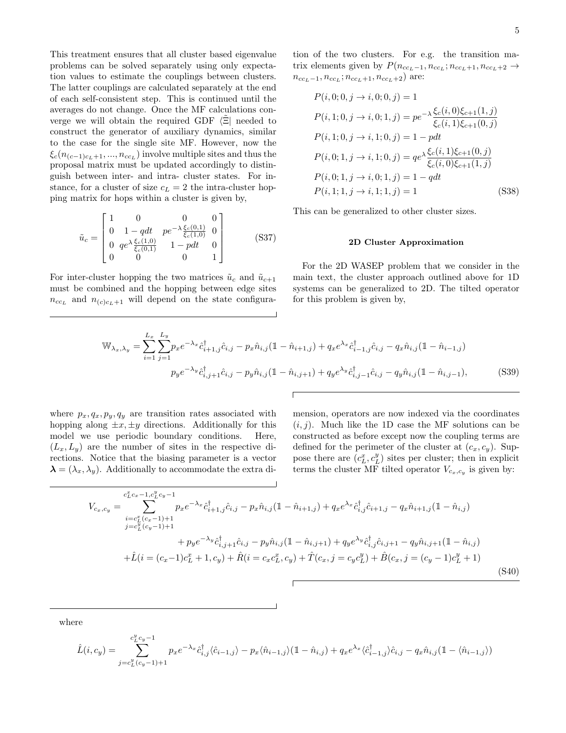This treatment ensures that all cluster based eigenvalue problems can be solved separately using only expectation values to estimate the couplings between clusters. The latter couplings are calculated separately at the end of each self-consistent step. This is continued until the averages do not change. Once the MF calculations converge we will obtain the required GDF $\langle\tilde{\Xi}|$ needed to construct the generator of auxiliary dynamics, similar to the case for the single site MF. However, now the $\xi_c(n_{(c-1)c_L+1}, ..., n_{cc_L})$ involve multiple sites and thus the proposal matrix must be updated accordingly to distinguish between inter- and intra- cluster states. For instance, for a cluster of size $c_L = 2$ the intra-cluster hopping matrix for hops within a cluster is given by,

$$\tilde{u}_c = \begin{bmatrix} 1 & 0 & 0 & 0 \\ 0 & 1-qdt & pe^{-\lambda\frac{\xi_c(0,1)}{\xi_c(1,0)}} & 0 \\ 0 & qe^{\lambda\frac{\xi_c(1,0)}{\xi_c(0,1)}} & 1-pdt & 0 \\ 0 & 0 & 0 & 1 \end{bmatrix} \tag{S37}$$

For inter-cluster hopping the two matrices $\tilde{u}_c$ and $\tilde{u}_{c+1}$ must be combined and the hopping between edge sites $n_{cc_L}$ and $n_{(c)c_L+1}$ will depend on the state configuration of the two clusters. For e.g. the transition matrix elements given by $P(n_{cc_L-1}, n_{cc_L}; n_{cc_L+1}, n_{cc_L+2} \to n_{cc_L-1}, n_{cc_L}; n_{cc_L+1}, n_{cc_L+2})$ are:

$$\begin{aligned}
&P(i,0;0,j \to i,0;0,j) = 1 \\
&P(i,1;0,j \to i,0;1,j) = pe^{-\lambda}\frac{\xi_c(i,0)\xi_{c+1}(1,j)}{\xi_c(i,1)\xi_{c+1}(0,j)} \\
&P(i,1;0,j \to i,1;0,j) = 1-pdt \\
&P(i,0;1,j \to i,1;0,j) = qe^{\lambda}\frac{\xi_c(i,1)\xi_{c+1}(0,j)}{\xi_c(i,0)\xi_{c+1}(1,j)} \\
&P(i,0;1,j \to i,0;1,j) = 1-qdt \\
&P(i,1;1,j \to i,1;1,j) = 1
\end{aligned} \tag{S38}$$

This can be generalized to other cluster sizes.

## 2D Cluster Approximation

For the 2D WASEP problem that we consider in the main text, the cluster approach outlined above for 1D systems can be generalized to 2D. The tilted operator for this problem is given by,

$$\begin{aligned}
\mathbb{W}_{\lambda_x,\lambda_y} = \sum_{i=1}^{L_x}\sum_{j=1}^{L_y} & p_x e^{-\lambda_x}\hat{c}^\dagger_{i+1,j}\hat{c}_{i,j} - p_x\hat{n}_{i,j}(\mathbb{1}-\hat{n}_{i+1,j}) + q_x e^{\lambda_x}\hat{c}^\dagger_{i-1,j}\hat{c}_{i,j} - q_x\hat{n}_{i,j}(\mathbb{1}-\hat{n}_{i-1,j}) \\
& p_y e^{-\lambda_y}\hat{c}^\dagger_{i,j+1}\hat{c}_{i,j} - p_y\hat{n}_{i,j}(\mathbb{1}-\hat{n}_{i,j+1}) + q_y e^{\lambda_y}\hat{c}^\dagger_{i,j-1}\hat{c}_{i,j} - q_y\hat{n}_{i,j}(\mathbb{1}-\hat{n}_{i,j-1}),
\end{aligned} \tag{S39}$$

where $p_x, q_x, p_y, q_y$ are transition rates associated with hopping along $\pm x, \pm y$ directions. Additionally for this model we use periodic boundary conditions. Here, $(L_x, L_y)$ are the number of sites in the respective directions. Notice that the biasing parameter is a vector $\boldsymbol{\lambda} = (\lambda_x, \lambda_y)$. Additionally to accommodate the extra dimension, operators are now indexed via the coordinates $(i,j)$. Much like the 1D case the MF solutions can be constructed as before except now the coupling terms are defined for the perimeter of the cluster at $(c_x, c_y)$. Suppose there are $(c^x_L, c^y_L)$ sites per cluster; then in explicit terms the cluster MF tilted operator $V_{c_x,c_y}$ is given by:

$$\begin{aligned}
V_{c_x,c_y} = \sum_{\substack{i=c^x_L(c_x-1)+1 \\ j=c^y_L(c_y-1)+1}}^{c^x_Lc_x-1,\, c^y_Lc_y-1} & p_x e^{-\lambda_x}\hat{c}^\dagger_{i+1,j}\hat{c}_{i,j} - p_x\hat{n}_{i,j}(\mathbb{1}-\hat{n}_{i+1,j}) + q_x e^{\lambda_x}\hat{c}^\dagger_{i,j}\hat{c}_{i+1,j} - q_x\hat{n}_{i+1,j}(\mathbb{1}-\hat{n}_{i,j}) \\
& + p_y e^{-\lambda_y}\hat{c}^\dagger_{i,j+1}\hat{c}_{i,j} - p_y\hat{n}_{i,j}(\mathbb{1}-\hat{n}_{i,j+1}) + q_y e^{\lambda_y}\hat{c}^\dagger_{i,j}\hat{c}_{i,j+1} - q_y\hat{n}_{i,j+1}(\mathbb{1}-\hat{n}_{i,j}) \\
& + \hat{L}(i=(c_x-1)c^x_L+1, c_y) + \hat{R}(i=c_xc^x_L, c_y) + \hat{T}(c_x, j=c_yc^y_L) + \hat{B}(c_x, j=(c_y-1)c^y_L+1)
\end{aligned} \tag{S40}$$

where

$$\hat{L}(i, c_y) = \sum_{j=c^y_L(c_y-1)+1}^{c^y_Lc_y-1} p_x e^{-\lambda_x}\hat{c}^\dagger_{i,j}\langle\hat{c}_{i-1,j}\rangle - p_x\langle\hat{n}_{i-1,j}\rangle(\mathbb{1}-\hat{n}_{i,j}) + q_x e^{\lambda_x}\langle\hat{c}^\dagger_{i-1,j}\rangle\hat{c}_{i,j} - q_x\hat{n}_{i,j}(\mathbb{1}-\langle\hat{n}_{i-1,j}\rangle)$$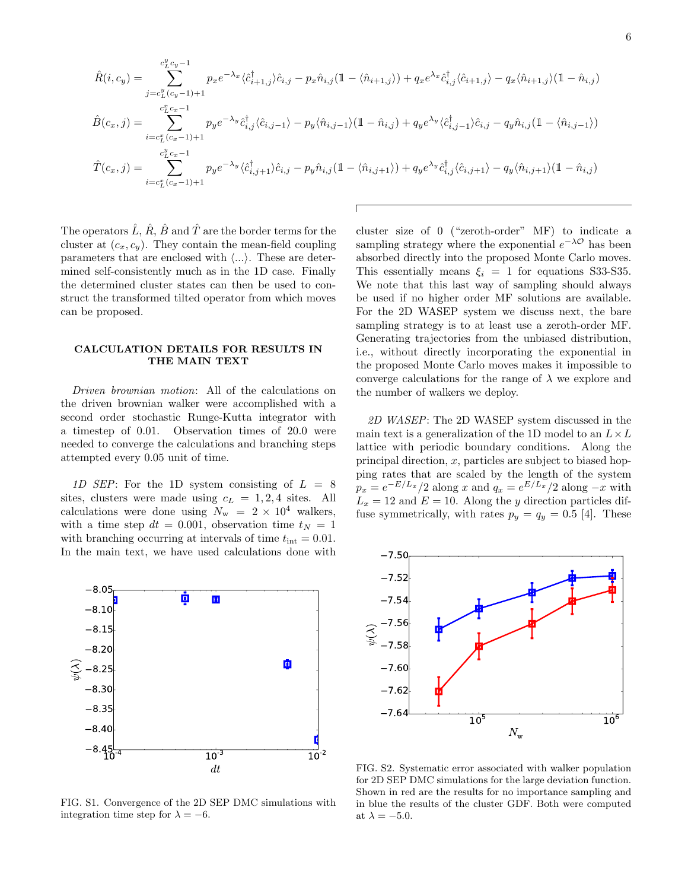$$\hat{R}(i,c_y) = \sum_{j=c_L^y(c_y-1)+1}^{c_L^y c_y - 1} p_x e^{-\lambda_x} \langle \hat{c}_{i+1,j}^\dagger \rangle \hat{c}_{i,j} - p_x \hat{n}_{i,j}(\mathbb{1} - \langle \hat{n}_{i+1,j}\rangle) + q_x e^{\lambda_x} \hat{c}_{i,j}^\dagger \langle \hat{c}_{i+1,j}\rangle - q_x \langle \hat{n}_{i+1,j}\rangle (\mathbb{1} - \hat{n}_{i,j})$$

$$\hat{B}(c_x,j) = \sum_{i=c_L^x(c_x-1)+1}^{c_L^x c_x - 1} p_y e^{-\lambda_y} \hat{c}_{i,j}^\dagger \langle \hat{c}_{i,j-1}\rangle - p_y \langle \hat{n}_{i,j-1}\rangle (\mathbb{1} - \hat{n}_{i,j}) + q_y e^{\lambda_y} \langle \hat{c}_{i,j-1}^\dagger \rangle \hat{c}_{i,j} - q_y \hat{n}_{i,j}(\mathbb{1} - \langle \hat{n}_{i,j-1}\rangle)$$

$$\hat{T}(c_x,j) = \sum_{i=c_L^x(c_x-1)+1}^{c_L^x c_x - 1} p_y e^{-\lambda_y} \langle \hat{c}_{i,j+1}^\dagger \rangle \hat{c}_{i,j} - p_y \hat{n}_{i,j}(\mathbb{1} - \langle \hat{n}_{i,j+1}\rangle) + q_y e^{\lambda_y} \hat{c}_{i,j}^\dagger \langle \hat{c}_{i,j+1}\rangle - q_y \langle \hat{n}_{i,j+1}\rangle (\mathbb{1} - \hat{n}_{i,j})$$

The operators $\hat{L}$, $\hat{R}$, $\hat{B}$ and $\hat{T}$ are the border terms for the cluster at $(c_x, c_y)$. They contain the mean-field coupling parameters that are enclosed with $\langle ... \rangle$. These are determined self-consistently much as in the 1D case. Finally the determined cluster states can then be used to construct the transformed tilted operator from which moves can be proposed.

## CALCULATION DETAILS FOR RESULTS IN THE MAIN TEXT

*Driven brownian motion*: All of the calculations on the driven brownian walker were accomplished with a second order stochastic Runge-Kutta integrator with a timestep of 0.01. Observation times of 20.0 were needed to converge the calculations and branching steps attempted every 0.05 unit of time.

*1D SEP*: For the 1D system consisting of $L = 8$ sites, clusters were made using $c_L = 1, 2, 4$ sites. All calculations were done using $N_\mathrm{w} = 2 \times 10^4$ walkers, with a time step $dt = 0.001$, observation time $t_N = 1$ with branching occurring at intervals of time $t_\mathrm{int} = 0.01$. In the main text, we have used calculations done with cluster size of 0 ("zeroth-order" MF) to indicate a sampling strategy where the exponential $e^{-\lambda \mathcal{O}}$ has been absorbed directly into the proposed Monte Carlo moves. This essentially means $\xi_i = 1$ for equations S33-S35. We note that this last way of sampling should always be used if no higher order MF solutions are available. For the 2D WASEP system we discuss next, the bare sampling strategy is to at least use a zeroth-order MF. Generating trajectories from the unbiased distribution, i.e., without directly incorporating the exponential in the proposed Monte Carlo moves makes it impossible to converge calculations for the range of $\lambda$ we explore and the number of walkers we deploy.

*2D WASEP*: The 2D WASEP system discussed in the main text is a generalization of the 1D model to an $L \times L$ lattice with periodic boundary conditions. Along the principal direction, $x$, particles are subject to biased hopping rates that are scaled by the length of the system $p_x = e^{-E/L_x}/2$ along $x$ and $q_x = e^{E/L_x}/2$ along $-x$ with $L_x = 12$ and $E = 10$. Along the $y$ direction particles diffuse symmetrically, with rates $p_y = q_y = 0.5$ [4]. These

FIG. S1. Convergence of the 2D SEP DMC simulations with integration time step for $\lambda = -6$.

FIG. S2. Systematic error associated with walker population for 2D SEP DMC simulations for the large deviation function. Shown in red are the results for no importance sampling and in blue the results of the cluster GDF. Both were computed at $\lambda = -5.0$.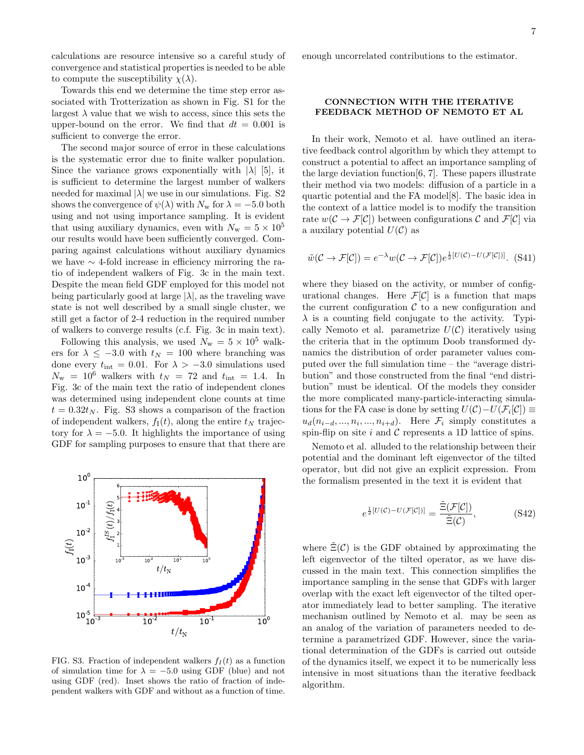calculations are resource intensive so a careful study of convergence and statistical properties is needed to be able to compute the susceptibility $\chi(\lambda)$.

Towards this end we determine the time step error associated with Trotterization as shown in Fig. S1 for the largest $\lambda$ value that we wish to access, since this sets the upper-bound on the error. We find that $dt = 0.001$ is sufficient to converge the error.

The second major source of error in these calculations is the systematic error due to finite walker population. Since the variance grows exponentially with $|\lambda|$ [5], it is sufficient to determine the largest number of walkers needed for maximal $|\lambda|$ we use in our simulations. Fig. S2 shows the convergence of $\psi(\lambda)$ with $N_\mathrm{w}$ for $\lambda = -5.0$ both using and not using importance sampling. It is evident that using auxiliary dynamics, even with $N_\mathrm{w} = 5 \times 10^5$ our results would have been sufficiently converged. Comparing against calculations without auxiliary dynamics we have $\sim$ 4-fold increase in efficiency mirroring the ratio of independent walkers of Fig. 3c in the main text. Despite the mean field GDF employed for this model not being particularly good at large $|\lambda|$, as the traveling wave state is not well described by a small single cluster, we still get a factor of 2-4 reduction in the required number of walkers to converge results (c.f. Fig. 3c in main text).

Following this analysis, we used $N_\mathrm{w} = 5 \times 10^5$ walkers for $\lambda \leq -3.0$ with $t_N = 100$ where branching was done every $t_\mathrm{int} = 0.01$. For $\lambda > -3.0$ simulations used $N_\mathrm{w} = 10^6$ walkers with $t_N = 72$ and $t_\mathrm{int} = 1.4$. In Fig. 3c of the main text the ratio of independent clones was determined using independent clone counts at time $t = 0.32 t_N$. Fig. S3 shows a comparison of the fraction of independent walkers, $f_\mathrm{I}(t)$, along the entire $t_N$ trajectory for $\lambda = -5.0$. It highlights the importance of using GDF for sampling purposes to ensure that that there are enough uncorrelated contributions to the estimator.

FIG. S3. Fraction of independent walkers $f_I(t)$ as a function of simulation time for $\lambda = -5.0$ using GDF (blue) and not using GDF (red). Inset shows the ratio of fraction of independent walkers with GDF and without as a function of time.

## CONNECTION WITH THE ITERATIVE FEEDBACK METHOD OF NEMOTO ET AL

In their work, Nemoto et al. have outlined an iterative feedback control algorithm by which they attempt to construct a potential to affect an importance sampling of the large deviation function[6, 7]. These papers illustrate their method via two models: diffusion of a particle in a quartic potential and the FA model[8]. The basic idea in the context of a lattice model is to modify the transition rate $w(\mathcal{C} \to \mathcal{F}[\mathcal{C}])$ between configurations $\mathcal{C}$ and $\mathcal{F}[\mathcal{C}]$ via a auxilary potential $U(\mathcal{C})$ as

$$\tilde{w}(\mathcal{C} \to \mathcal{F}[\mathcal{C}]) = e^{-\lambda} w(\mathcal{C} \to \mathcal{F}[\mathcal{C}]) e^{\frac{1}{2}[U(\mathcal{C}) - U(\mathcal{F}[\mathcal{C}])]}. \quad \text{(S41)}$$

where they biased on the activity, or number of configurational changes. Here $\mathcal{F}[\mathcal{C}]$ is a function that maps the current configuration $\mathcal{C}$ to a new configuration and $\lambda$ is a counting field conjugate to the activity. Typically Nemoto et al. parametrize $U(\mathcal{C})$ iteratively using the criteria that in the optimum Doob transformed dynamics the distribution of order parameter values computed over the full simulation time – the "average distribution" and those constructed from the final "end distribution" must be identical. Of the models they consider the more complicated many-particle-interacting simulations for the FA case is done by setting $U(\mathcal{C}) - U(\mathcal{F}_i[\mathcal{C}]) \equiv u_d(n_{i-d}, ..., n_i, ..., n_{i+d})$. Here $\mathcal{F}_i$ simply constitutes a spin-flip on site $i$ and $\mathcal{C}$ represents a 1D lattice of spins.

Nemoto et al. alluded to the relationship between their potential and the dominant left eigenvector of the tilted operator, but did not give an explicit expression. From the formalism presented in the text it is evident that

$$e^{\frac{1}{2}[U(\mathcal{C}) - U(\mathcal{F}[\mathcal{C}])]} = \frac{\tilde{\Xi}(\mathcal{F}[\mathcal{C}])}{\tilde{\Xi}(\mathcal{C})}, \quad \text{(S42)}$$

where $\tilde{\Xi}(\mathcal{C})$ is the GDF obtained by approximating the left eigenvector of the tilted operator, as we have discussed in the main text. This connection simplifies the importance sampling in the sense that GDFs with larger overlap with the exact left eigenvector of the tilted operator immediately lead to better sampling. The iterative mechanism outlined by Nemoto et al. may be seen as an analog of the variation of parameters needed to determine a parametrized GDF. However, since the variational determination of the GDFs is carried out outside of the dynamics itself, we expect it to be numerically less intensive in most situations than the iterative feedback algorithm.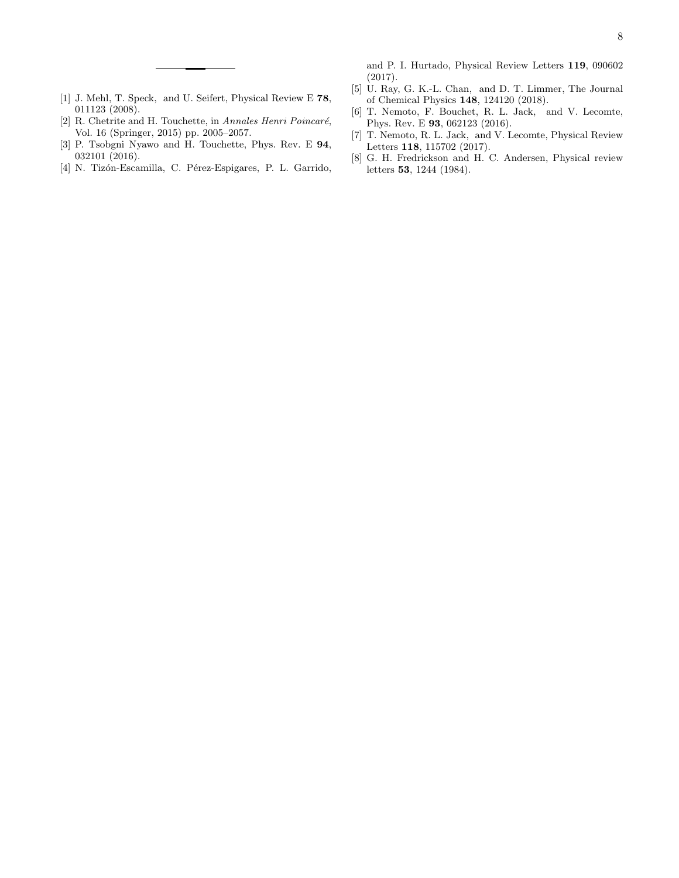[1] J. Mehl, T. Speck, and U. Seifert, Physical Review E **78**, 011123 (2008).

[2] R. Chetrite and H. Touchette, in *Annales Henri Poincaré*, Vol. 16 (Springer, 2015) pp. 2005–2057.

[3] P. Tsobgni Nyawo and H. Touchette, Phys. Rev. E **94**, 032101 (2016).

[4] N. Tizón-Escamilla, C. Pérez-Espigares, P. L. Garrido, and P. I. Hurtado, Physical Review Letters **119**, 090602 (2017).

[5] U. Ray, G. K.-L. Chan, and D. T. Limmer, The Journal of Chemical Physics **148**, 124120 (2018).

[6] T. Nemoto, F. Bouchet, R. L. Jack, and V. Lecomte, Phys. Rev. E **93**, 062123 (2016).

[7] T. Nemoto, R. L. Jack, and V. Lecomte, Physical Review Letters **118**, 115702 (2017).

[8] G. H. Fredrickson and H. C. Andersen, Physical review letters **53**, 1244 (1984).